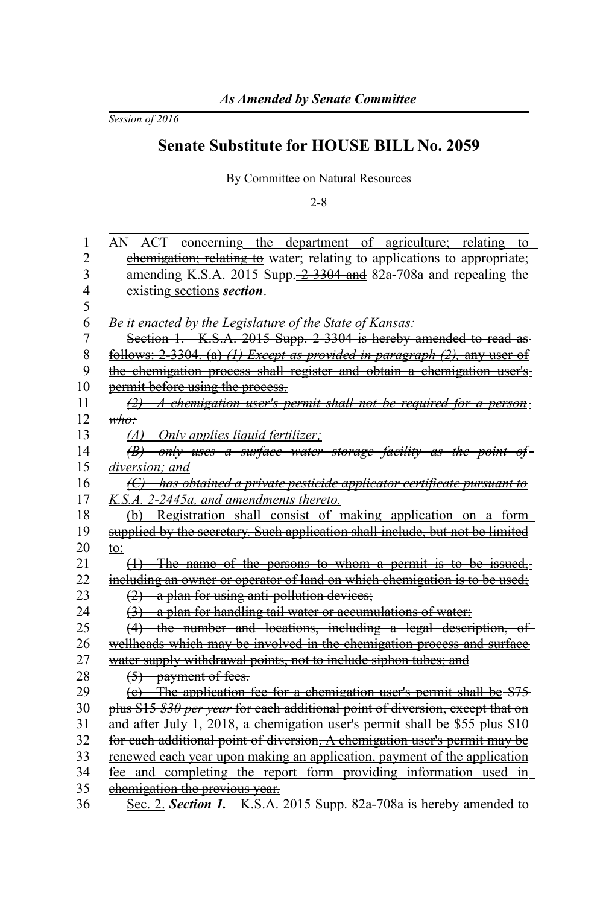*As Amended by Senate Committee*

*Session of 2016*

# Senate Substitute for HOUSE BILL No. 2059

By Committee on Natural Resources

2-8

AN ACT concerning~~ the department of agriculture; relating to chemigation; relating to~~ water; relating to applications to appropriate; amending K.S.A. 2015 Supp.~~ 2-3304 and~~ 82a-708a and repealing the existing~~ sections~~ ***section***.

*Be it enacted by the Legislature of the State of Kansas:*

~~Section 1. K.S.A. 2015 Supp. 2-3304 is hereby amended to read as follows: 2-3304. (a)~~ ~~*(1) Except as provided in paragraph (2),*~~ ~~any user of the chemigation process shall register and obtain a chemigation user's permit before using the process.~~

~~*(2) A chemigation user's permit shall not be required for a person who:*~~

~~*(A) Only applies liquid fertilizer;*~~

~~*(B) only uses a surface water storage facility as the point of diversion; and*~~

~~*(C) has obtained a private pesticide applicator certificate pursuant to K.S.A. 2-2445a, and amendments thereto.*~~

~~(b) Registration shall consist of making application on a form supplied by the secretary. Such application shall include, but not be limited to:~~

~~(1) The name of the persons to whom a permit is to be issued, including an owner or operator of land on which chemigation is to be used;~~

~~(2) a plan for using anti-pollution devices;~~

~~(3) a plan for handling tail water or accumulations of water;~~

~~(4) the number and locations, including a legal description, of wellheads which may be involved in the chemigation process and surface water supply withdrawal points, not to include siphon tubes; and~~

~~(5) payment of fees.~~

~~(c) The application fee for a chemigation user's permit shall be $75 plus $15~~ ~~*$30 per year*~~ ~~for each additional point of diversion, except that on and after July 1, 2018, a chemigation user's permit shall be $55 plus $10 for each additional point of diversion. A chemigation user's permit may be renewed each year upon making an application, payment of the application fee and completing the report form providing information used in chemigation the previous year.~~

~~Sec. 2.~~ ***Section 1.*** K.S.A. 2015 Supp. 82a-708a is hereby amended to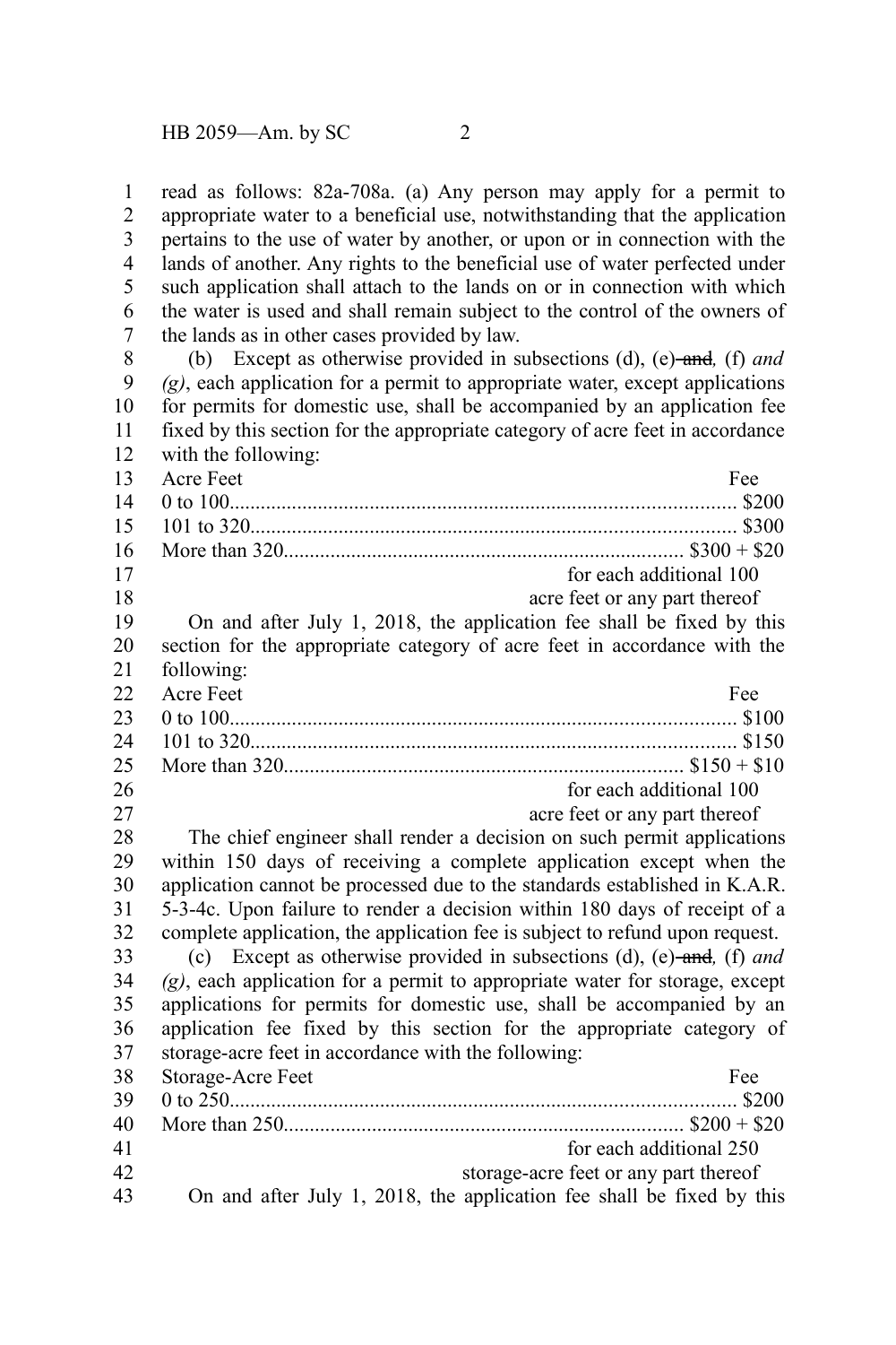read as follows: 82a-708a. (a) Any person may apply for a permit to appropriate water to a beneficial use, notwithstanding that the application pertains to the use of water by another, or upon or in connection with the lands of another. Any rights to the beneficial use of water perfected under such application shall attach to the lands on or in connection with which the water is used and shall remain subject to the control of the owners of the lands as in other cases provided by law.

(b) Except as otherwise provided in subsections (d), (e) ~~and~~*,* (f) *and (g)*, each application for a permit to appropriate water, except applications for permits for domestic use, shall be accompanied by an application fee fixed by this section for the appropriate category of acre feet in accordance with the following:

| Acre Feet | Fee |
|---|---|
| 0 to 100 | $200 |
| 101 to 320 | $300 |
| More than 320 | $300 + $20 for each additional 100 acre feet or any part thereof |

On and after July 1, 2018, the application fee shall be fixed by this section for the appropriate category of acre feet in accordance with the following:

| Acre Feet | Fee |
|---|---|
| 0 to 100 | $100 |
| 101 to 320 | $150 |
| More than 320 | $150 + $10 for each additional 100 acre feet or any part thereof |

The chief engineer shall render a decision on such permit applications within 150 days of receiving a complete application except when the application cannot be processed due to the standards established in K.A.R. 5-3-4c. Upon failure to render a decision within 180 days of receipt of a complete application, the application fee is subject to refund upon request.

(c) Except as otherwise provided in subsections (d), (e) ~~and~~*,* (f) *and (g)*, each application for a permit to appropriate water for storage, except applications for permits for domestic use, shall be accompanied by an application fee fixed by this section for the appropriate category of storage-acre feet in accordance with the following:

| Storage-Acre Feet | Fee |
|---|---|
| 0 to 250 | $200 |
| More than 250 | $200 + $20 for each additional 250 storage-acre feet or any part thereof |

On and after July 1, 2018, the application fee shall be fixed by this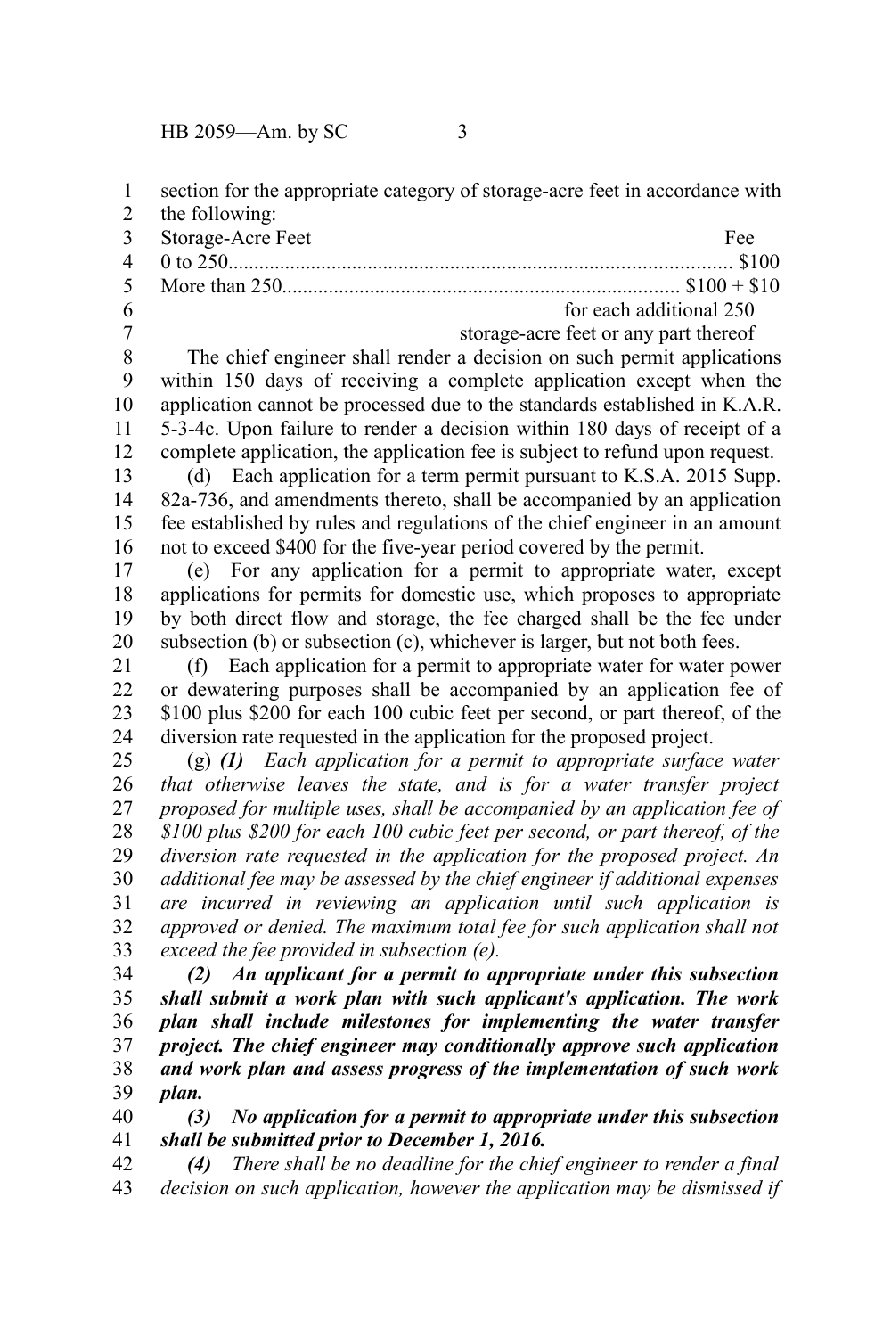section for the appropriate category of storage-acre feet in accordance with the following:

| Storage-Acre Feet | Fee |
|---|---|
| 0 to 250 | $100 |
| More than 250 | $100 + $10 for each additional 250 storage-acre feet or any part thereof |

The chief engineer shall render a decision on such permit applications within 150 days of receiving a complete application except when the application cannot be processed due to the standards established in K.A.R. 5-3-4c. Upon failure to render a decision within 180 days of receipt of a complete application, the application fee is subject to refund upon request.

(d) Each application for a term permit pursuant to K.S.A. 2015 Supp. 82a-736, and amendments thereto, shall be accompanied by an application fee established by rules and regulations of the chief engineer in an amount not to exceed $400 for the five-year period covered by the permit.

(e) For any application for a permit to appropriate water, except applications for permits for domestic use, which proposes to appropriate by both direct flow and storage, the fee charged shall be the fee under subsection (b) or subsection (c), whichever is larger, but not both fees.

(f) Each application for a permit to appropriate water for water power or dewatering purposes shall be accompanied by an application fee of $100 plus $200 for each 100 cubic feet per second, or part thereof, of the diversion rate requested in the application for the proposed project.

(g) ***(1)*** *Each application for a permit to appropriate surface water that otherwise leaves the state, and is for a water transfer project proposed for multiple uses, shall be accompanied by an application fee of $100 plus $200 for each 100 cubic feet per second, or part thereof, of the diversion rate requested in the application for the proposed project. An additional fee may be assessed by the chief engineer if additional expenses are incurred in reviewing an application until such application is approved or denied. The maximum total fee for such application shall not exceed the fee provided in subsection (e).*

***(2) An applicant for a permit to appropriate under this subsection shall submit a work plan with such applicant's application. The work plan shall include milestones for implementing the water transfer project. The chief engineer may conditionally approve such application and work plan and assess progress of the implementation of such work plan.***

***(3) No application for a permit to appropriate under this subsection shall be submitted prior to December 1, 2016.***

***(4)*** *There shall be no deadline for the chief engineer to render a final decision on such application, however the application may be dismissed if*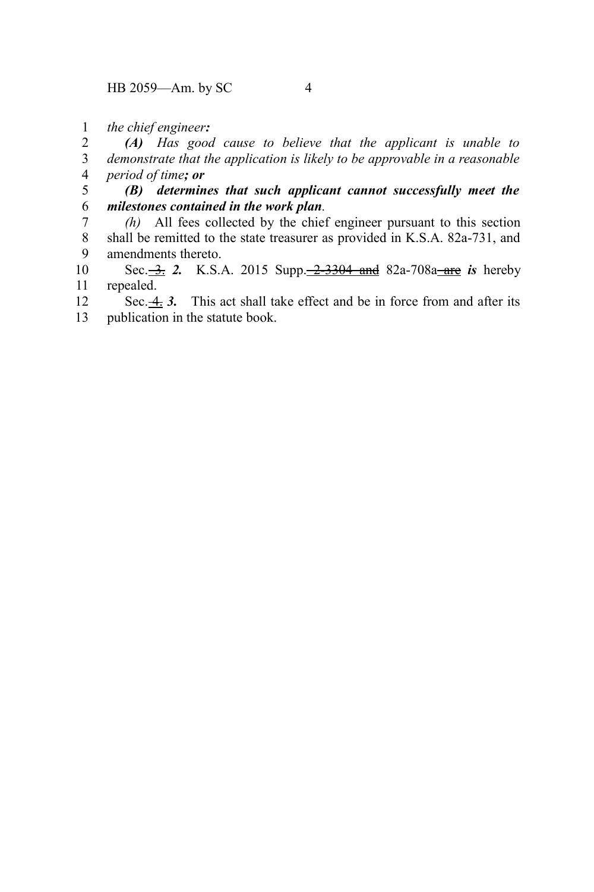*the chief engineer**:***

***(A)*** *Has good cause to believe that the applicant is unable to demonstrate that the application is likely to be approvable in a reasonable period of time**; or***

***(B) determines that such applicant cannot successfully meet the milestones contained in the work plan**.*

*(h)* All fees collected by the chief engineer pursuant to this section shall be remitted to the state treasurer as provided in K.S.A. 82a-731, and amendments thereto.

Sec. ~~3.~~ ***2.*** K.S.A. 2015 Supp. ~~2-3304 and~~ 82a-708a ~~are~~ ***is*** hereby repealed.

Sec. ~~4.~~ ***3.*** This act shall take effect and be in force from and after its publication in the statute book.